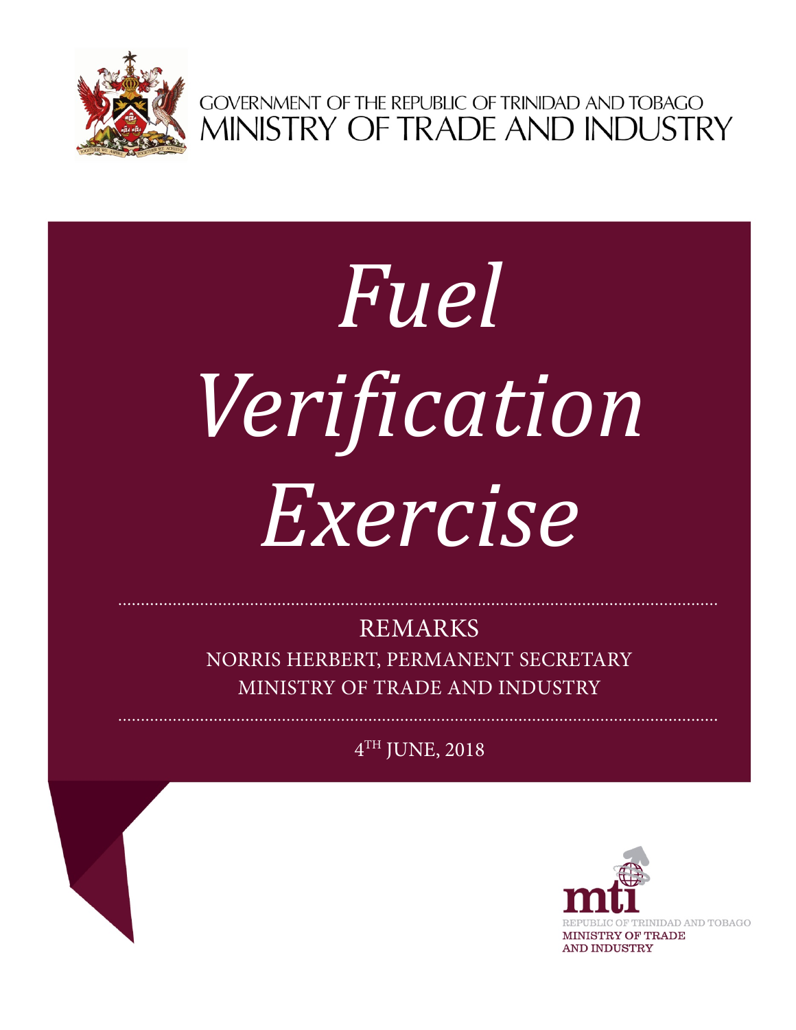GOVERNMENT OF THE REPUBLIC OF TRINIDAD AND TOBAGO
MINISTRY OF TRADE AND INDUSTRY

# *Fuel Verification Exercise*

REMARKS

NORRIS HERBERT, PERMANENT SECRETARY

MINISTRY OF TRADE AND INDUSTRY

4TH JUNE, 2018

mti

REPUBLIC OF TRINIDAD AND TOBAGO
MINISTRY OF TRADE AND INDUSTRY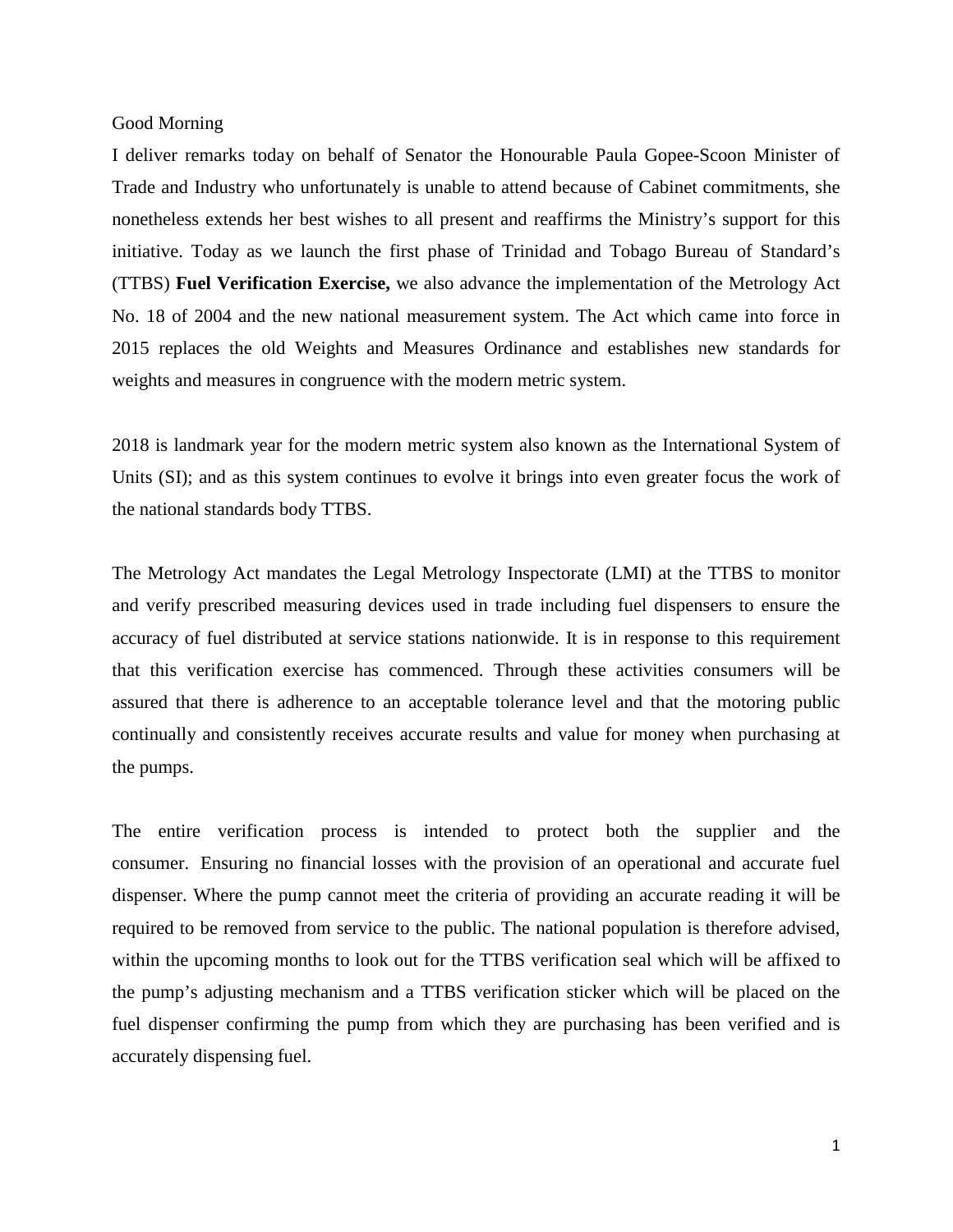Good Morning

I deliver remarks today on behalf of Senator the Honourable Paula Gopee-Scoon Minister of Trade and Industry who unfortunately is unable to attend because of Cabinet commitments, she nonetheless extends her best wishes to all present and reaffirms the Ministry's support for this initiative. Today as we launch the first phase of Trinidad and Tobago Bureau of Standard's (TTBS) **Fuel Verification Exercise,** we also advance the implementation of the Metrology Act No. 18 of 2004 and the new national measurement system. The Act which came into force in 2015 replaces the old Weights and Measures Ordinance and establishes new standards for weights and measures in congruence with the modern metric system.

2018 is landmark year for the modern metric system also known as the International System of Units (SI); and as this system continues to evolve it brings into even greater focus the work of the national standards body TTBS.

The Metrology Act mandates the Legal Metrology Inspectorate (LMI) at the TTBS to monitor and verify prescribed measuring devices used in trade including fuel dispensers to ensure the accuracy of fuel distributed at service stations nationwide. It is in response to this requirement that this verification exercise has commenced. Through these activities consumers will be assured that there is adherence to an acceptable tolerance level and that the motoring public continually and consistently receives accurate results and value for money when purchasing at the pumps.

The entire verification process is intended to protect both the supplier and the consumer. Ensuring no financial losses with the provision of an operational and accurate fuel dispenser. Where the pump cannot meet the criteria of providing an accurate reading it will be required to be removed from service to the public. The national population is therefore advised, within the upcoming months to look out for the TTBS verification seal which will be affixed to the pump's adjusting mechanism and a TTBS verification sticker which will be placed on the fuel dispenser confirming the pump from which they are purchasing has been verified and is accurately dispensing fuel.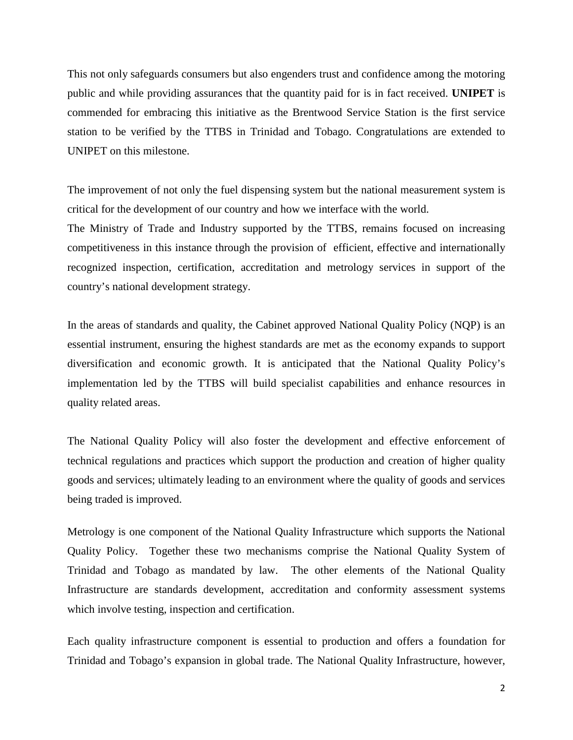This not only safeguards consumers but also engenders trust and confidence among the motoring public and while providing assurances that the quantity paid for is in fact received. **UNIPET** is commended for embracing this initiative as the Brentwood Service Station is the first service station to be verified by the TTBS in Trinidad and Tobago. Congratulations are extended to UNIPET on this milestone.

The improvement of not only the fuel dispensing system but the national measurement system is critical for the development of our country and how we interface with the world.

The Ministry of Trade and Industry supported by the TTBS, remains focused on increasing competitiveness in this instance through the provision of efficient, effective and internationally recognized inspection, certification, accreditation and metrology services in support of the country's national development strategy.

In the areas of standards and quality, the Cabinet approved National Quality Policy (NQP) is an essential instrument, ensuring the highest standards are met as the economy expands to support diversification and economic growth. It is anticipated that the National Quality Policy's implementation led by the TTBS will build specialist capabilities and enhance resources in quality related areas.

The National Quality Policy will also foster the development and effective enforcement of technical regulations and practices which support the production and creation of higher quality goods and services; ultimately leading to an environment where the quality of goods and services being traded is improved.

Metrology is one component of the National Quality Infrastructure which supports the National Quality Policy. Together these two mechanisms comprise the National Quality System of Trinidad and Tobago as mandated by law. The other elements of the National Quality Infrastructure are standards development, accreditation and conformity assessment systems which involve testing, inspection and certification.

Each quality infrastructure component is essential to production and offers a foundation for Trinidad and Tobago's expansion in global trade. The National Quality Infrastructure, however,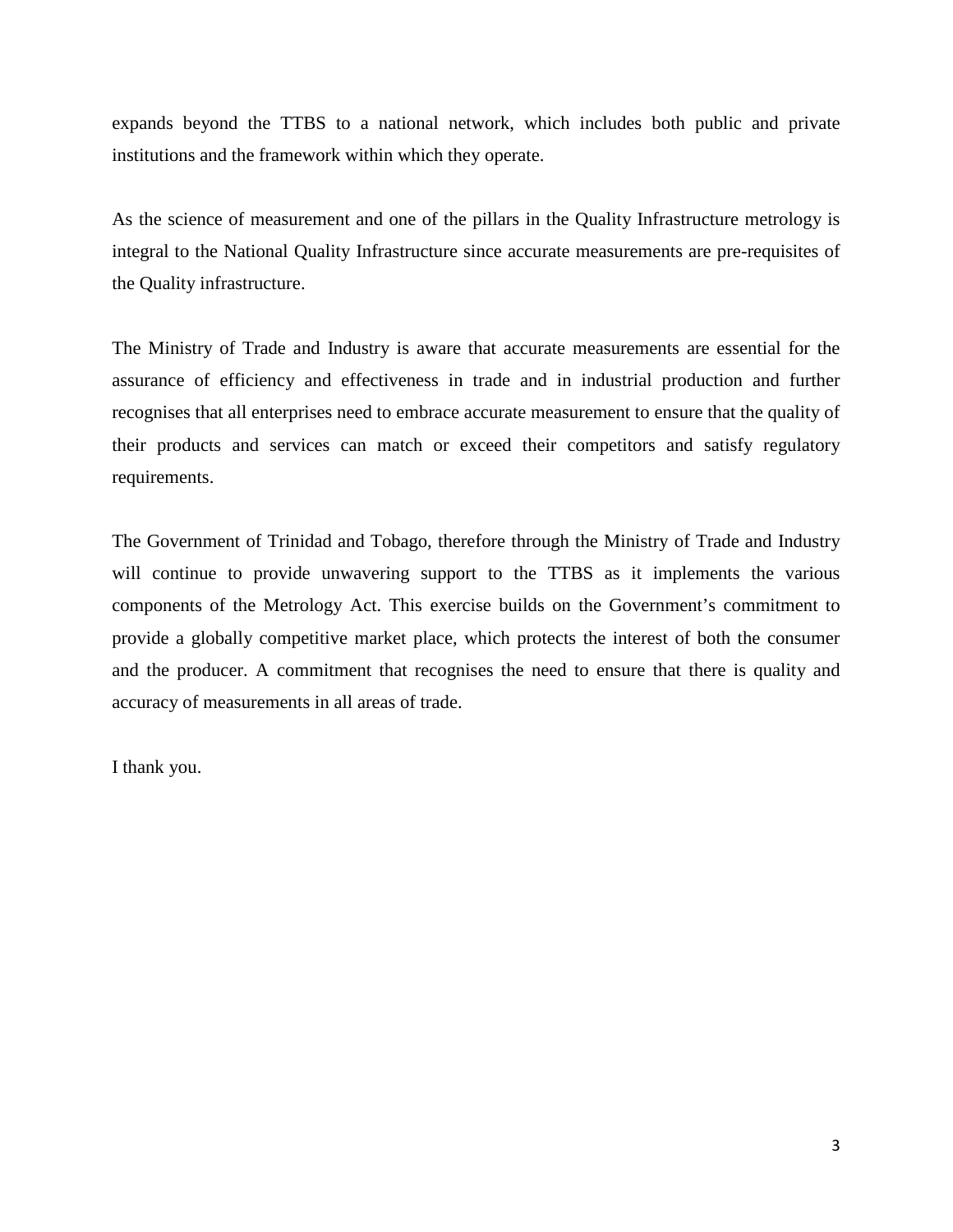expands beyond the TTBS to a national network, which includes both public and private institutions and the framework within which they operate.

As the science of measurement and one of the pillars in the Quality Infrastructure metrology is integral to the National Quality Infrastructure since accurate measurements are pre-requisites of the Quality infrastructure.

The Ministry of Trade and Industry is aware that accurate measurements are essential for the assurance of efficiency and effectiveness in trade and in industrial production and further recognises that all enterprises need to embrace accurate measurement to ensure that the quality of their products and services can match or exceed their competitors and satisfy regulatory requirements.

The Government of Trinidad and Tobago, therefore through the Ministry of Trade and Industry will continue to provide unwavering support to the TTBS as it implements the various components of the Metrology Act. This exercise builds on the Government's commitment to provide a globally competitive market place, which protects the interest of both the consumer and the producer. A commitment that recognises the need to ensure that there is quality and accuracy of measurements in all areas of trade.

I thank you.